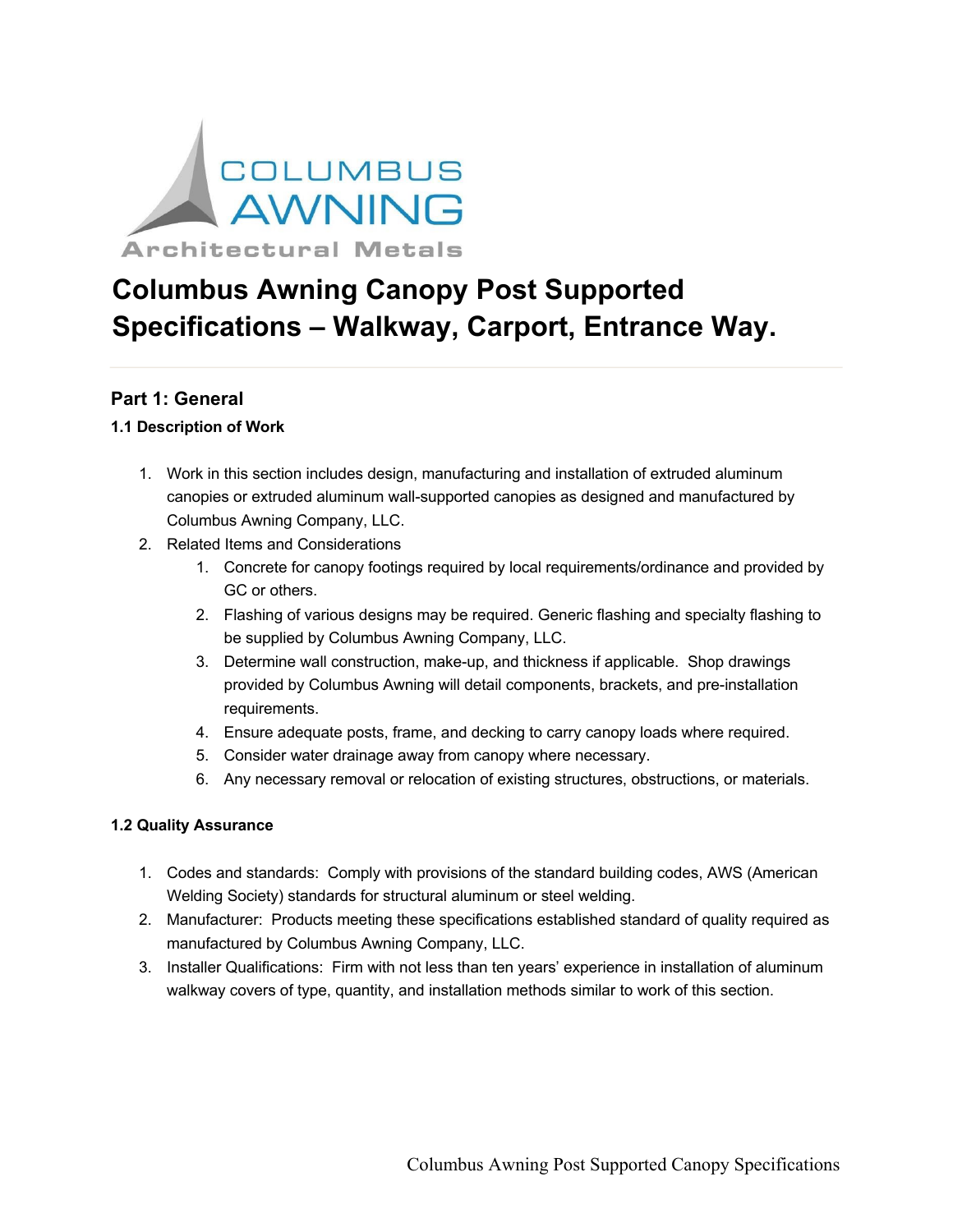COLUMBUS AWNING

Architectural Metals

# Columbus Awning Canopy Post Supported Specifications – Walkway, Carport, Entrance Way.

## Part 1: General

### 1.1 Description of Work

1. Work in this section includes design, manufacturing and installation of extruded aluminum canopies or extruded aluminum wall-supported canopies as designed and manufactured by Columbus Awning Company, LLC.
2. Related Items and Considerations
   1. Concrete for canopy footings required by local requirements/ordinance and provided by GC or others.
   2. Flashing of various designs may be required. Generic flashing and specialty flashing to be supplied by Columbus Awning Company, LLC.
   3. Determine wall construction, make-up, and thickness if applicable. Shop drawings provided by Columbus Awning will detail components, brackets, and pre-installation requirements.
   4. Ensure adequate posts, frame, and decking to carry canopy loads where required.
   5. Consider water drainage away from canopy where necessary.
   6. Any necessary removal or relocation of existing structures, obstructions, or materials.

### 1.2 Quality Assurance

1. Codes and standards: Comply with provisions of the standard building codes, AWS (American Welding Society) standards for structural aluminum or steel welding.
2. Manufacturer: Products meeting these specifications established standard of quality required as manufactured by Columbus Awning Company, LLC.
3. Installer Qualifications: Firm with not less than ten years' experience in installation of aluminum walkway covers of type, quantity, and installation methods similar to work of this section.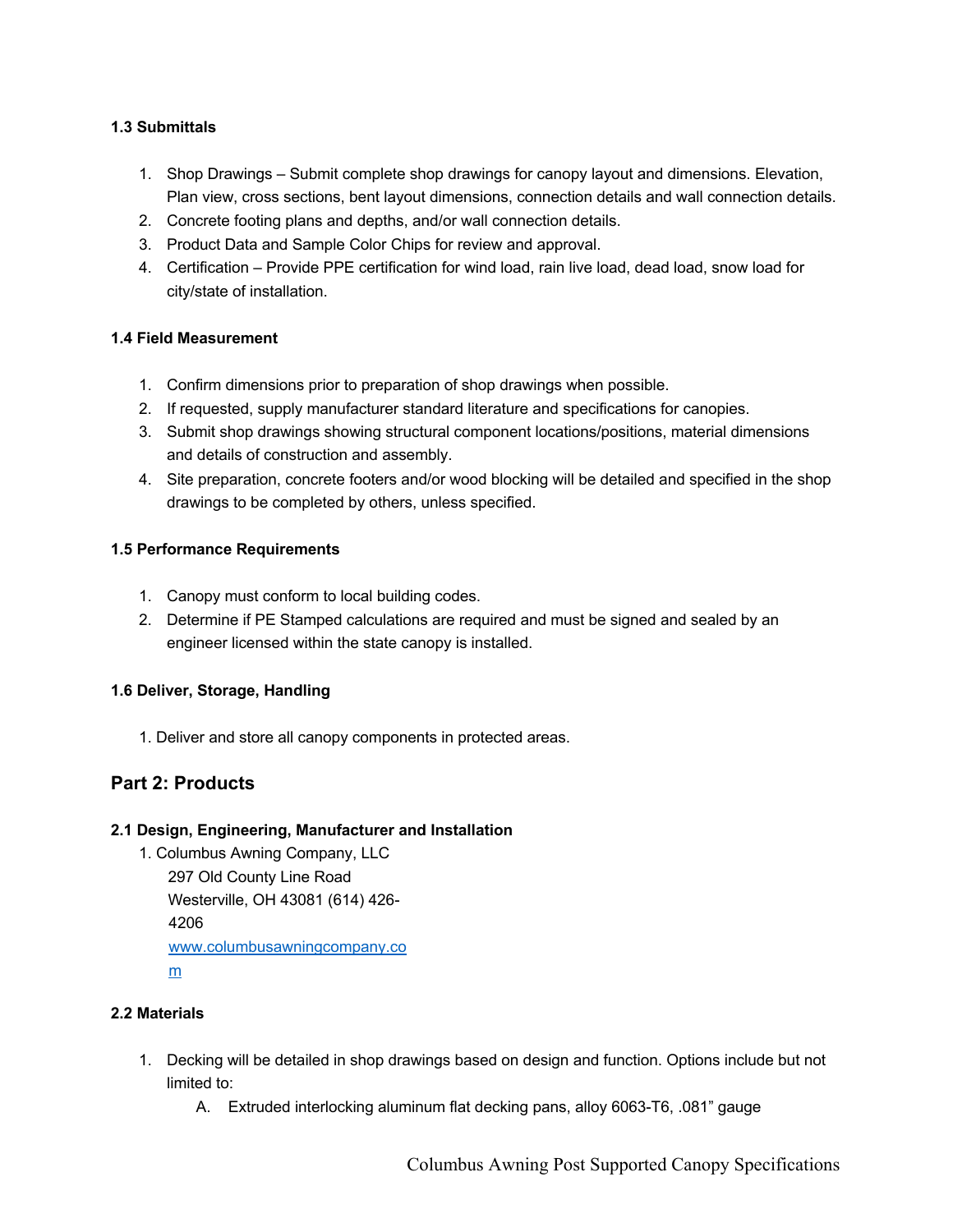#### 1.3 Submittals

1. Shop Drawings – Submit complete shop drawings for canopy layout and dimensions. Elevation, Plan view, cross sections, bent layout dimensions, connection details and wall connection details.
2. Concrete footing plans and depths, and/or wall connection details.
3. Product Data and Sample Color Chips for review and approval.
4. Certification – Provide PPE certification for wind load, rain live load, dead load, snow load for city/state of installation.

#### 1.4 Field Measurement

1. Confirm dimensions prior to preparation of shop drawings when possible.
2. If requested, supply manufacturer standard literature and specifications for canopies.
3. Submit shop drawings showing structural component locations/positions, material dimensions and details of construction and assembly.
4. Site preparation, concrete footers and/or wood blocking will be detailed and specified in the shop drawings to be completed by others, unless specified.

#### 1.5 Performance Requirements

1. Canopy must conform to local building codes.
2. Determine if PE Stamped calculations are required and must be signed and sealed by an engineer licensed within the state canopy is installed.

#### 1.6 Deliver, Storage, Handling

1. Deliver and store all canopy components in protected areas.

## Part 2: Products

#### 2.1 Design, Engineering, Manufacturer and Installation

1. Columbus Awning Company, LLC
   297 Old County Line Road
   Westerville, OH 43081 (614) 426-4206
   www.columbusawningcompany.com

#### 2.2 Materials

1. Decking will be detailed in shop drawings based on design and function. Options include but not limited to:
   A. Extruded interlocking aluminum flat decking pans, alloy 6063-T6, .081” gauge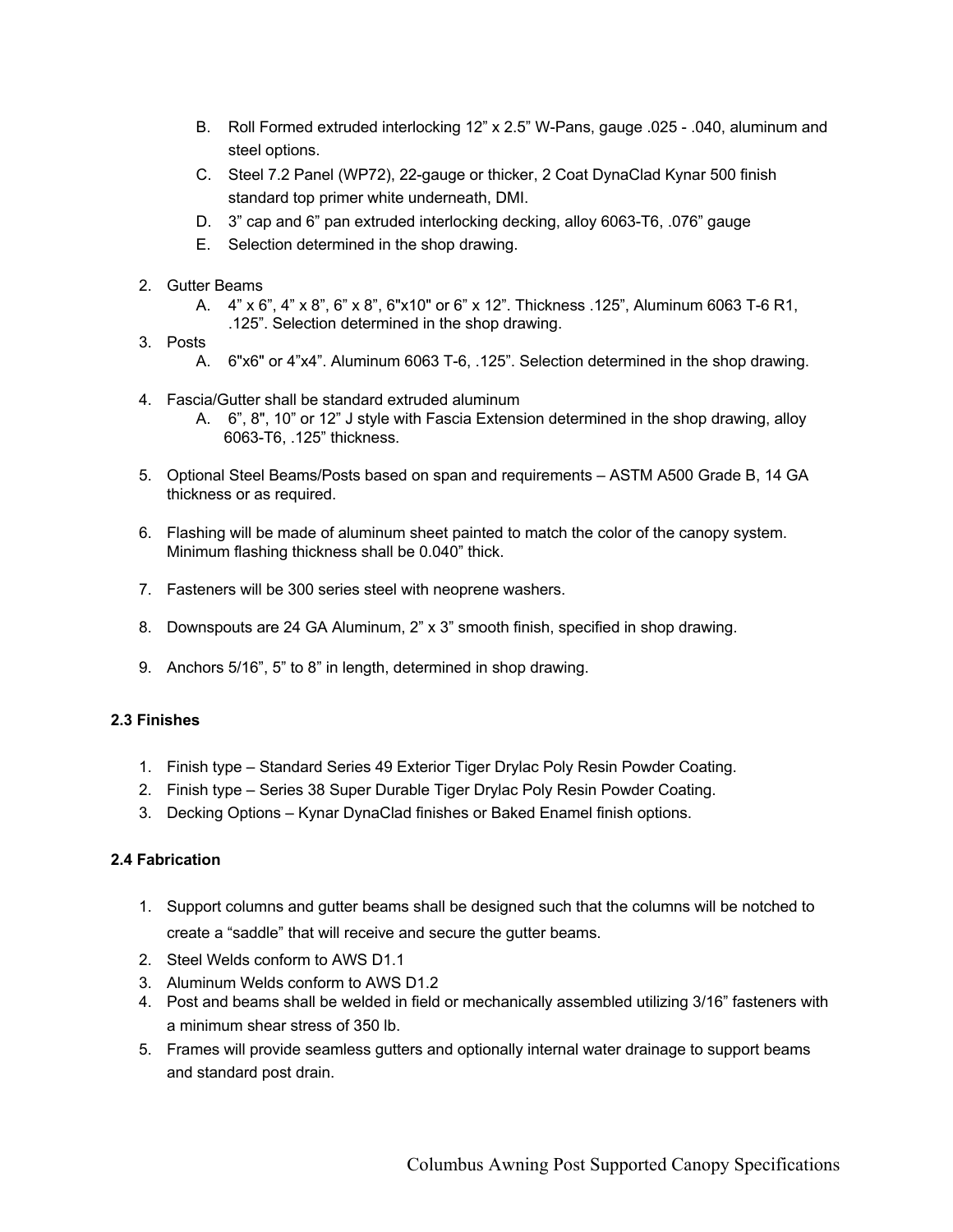B. Roll Formed extruded interlocking 12” x 2.5” W-Pans, gauge .025 - .040, aluminum and steel options.
C. Steel 7.2 Panel (WP72), 22-gauge or thicker, 2 Coat DynaClad Kynar 500 finish standard top primer white underneath, DMI.
D. 3” cap and 6” pan extruded interlocking decking, alloy 6063-T6, .076” gauge
E. Selection determined in the shop drawing.

2. Gutter Beams
   A. 4” x 6”, 4” x 8”, 6” x 8”, 6"x10" or 6” x 12”. Thickness .125”, Aluminum 6063 T-6 R1, .125”. Selection determined in the shop drawing.
3. Posts
   A. 6"x6" or 4”x4”. Aluminum 6063 T-6, .125”. Selection determined in the shop drawing.

4. Fascia/Gutter shall be standard extruded aluminum
   A. 6”, 8", 10” or 12” J style with Fascia Extension determined in the shop drawing, alloy 6063-T6, .125” thickness.

5. Optional Steel Beams/Posts based on span and requirements – ASTM A500 Grade B, 14 GA thickness or as required.

6. Flashing will be made of aluminum sheet painted to match the color of the canopy system. Minimum flashing thickness shall be 0.040” thick.

7. Fasteners will be 300 series steel with neoprene washers.

8. Downspouts are 24 GA Aluminum, 2” x 3” smooth finish, specified in shop drawing.

9. Anchors 5/16”, 5” to 8” in length, determined in shop drawing.

**2.3 Finishes**

1. Finish type – Standard Series 49 Exterior Tiger Drylac Poly Resin Powder Coating.
2. Finish type – Series 38 Super Durable Tiger Drylac Poly Resin Powder Coating.
3. Decking Options – Kynar DynaClad finishes or Baked Enamel finish options.

**2.4 Fabrication**

1. Support columns and gutter beams shall be designed such that the columns will be notched to create a “saddle” that will receive and secure the gutter beams.
2. Steel Welds conform to AWS D1.1
3. Aluminum Welds conform to AWS D1.2
4. Post and beams shall be welded in field or mechanically assembled utilizing 3/16” fasteners with a minimum shear stress of 350 lb.
5. Frames will provide seamless gutters and optionally internal water drainage to support beams and standard post drain.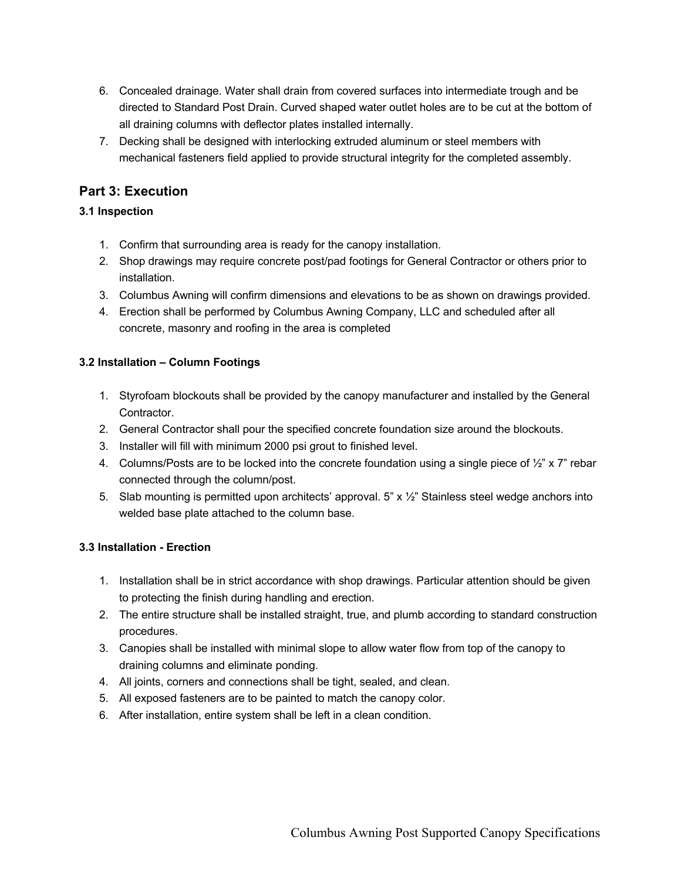6. Concealed drainage. Water shall drain from covered surfaces into intermediate trough and be directed to Standard Post Drain. Curved shaped water outlet holes are to be cut at the bottom of all draining columns with deflector plates installed internally.
7. Decking shall be designed with interlocking extruded aluminum or steel members with mechanical fasteners field applied to provide structural integrity for the completed assembly.

## Part 3: Execution

### 3.1 Inspection

1. Confirm that surrounding area is ready for the canopy installation.
2. Shop drawings may require concrete post/pad footings for General Contractor or others prior to installation.
3. Columbus Awning will confirm dimensions and elevations to be as shown on drawings provided.
4. Erection shall be performed by Columbus Awning Company, LLC and scheduled after all concrete, masonry and roofing in the area is completed

### 3.2 Installation – Column Footings

1. Styrofoam blockouts shall be provided by the canopy manufacturer and installed by the General Contractor.
2. General Contractor shall pour the specified concrete foundation size around the blockouts.
3. Installer will fill with minimum 2000 psi grout to finished level.
4. Columns/Posts are to be locked into the concrete foundation using a single piece of ½" x 7" rebar connected through the column/post.
5. Slab mounting is permitted upon architects' approval. 5" x ½" Stainless steel wedge anchors into welded base plate attached to the column base.

### 3.3 Installation - Erection

1. Installation shall be in strict accordance with shop drawings. Particular attention should be given to protecting the finish during handling and erection.
2. The entire structure shall be installed straight, true, and plumb according to standard construction procedures.
3. Canopies shall be installed with minimal slope to allow water flow from top of the canopy to draining columns and eliminate ponding.
4. All joints, corners and connections shall be tight, sealed, and clean.
5. All exposed fasteners are to be painted to match the canopy color.
6. After installation, entire system shall be left in a clean condition.